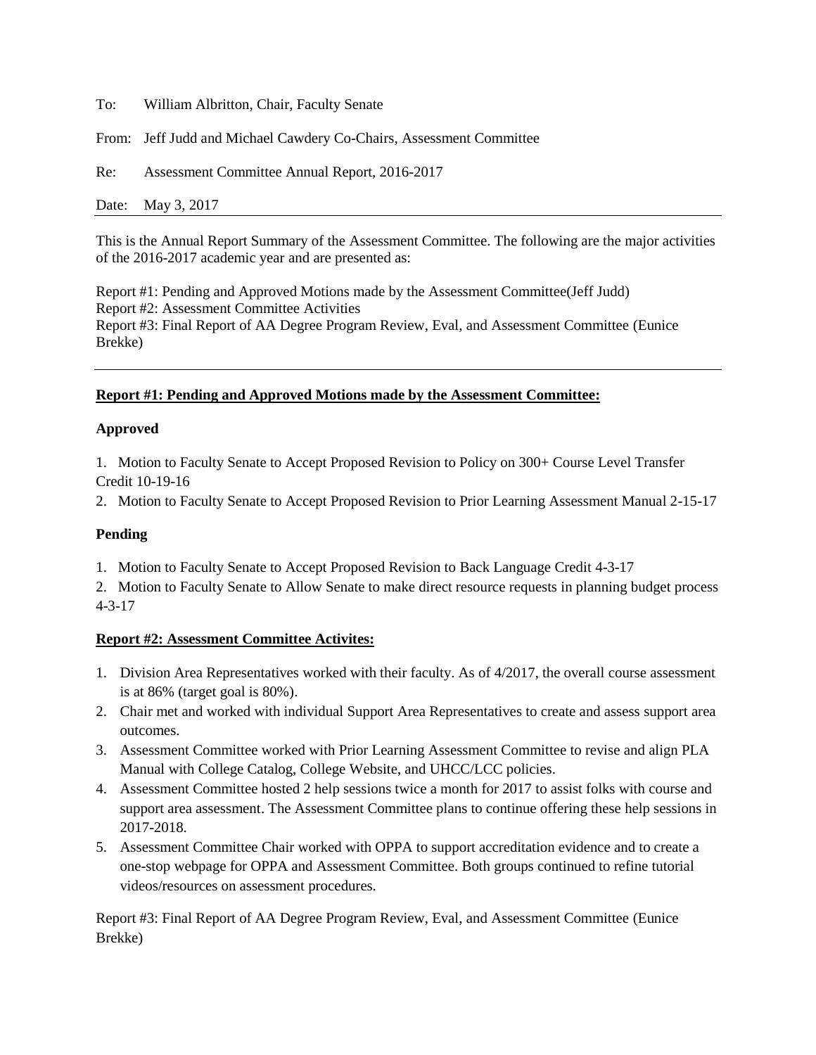To: William Albritton, Chair, Faculty Senate

From: Jeff Judd and Michael Cawdery Co-Chairs, Assessment Committee

Re: Assessment Committee Annual Report, 2016-2017

Date: May 3, 2017

---

This is the Annual Report Summary of the Assessment Committee. The following are the major activities of the 2016-2017 academic year and are presented as:

Report #1: Pending and Approved Motions made by the Assessment Committee(Jeff Judd)
Report #2: Assessment Committee Activities
Report #3: Final Report of AA Degree Program Review, Eval, and Assessment Committee (Eunice Brekke)

---

**Report #1: Pending and Approved Motions made by the Assessment Committee:**

**Approved**

1. Motion to Faculty Senate to Accept Proposed Revision to Policy on 300+ Course Level Transfer Credit 10-19-16
2. Motion to Faculty Senate to Accept Proposed Revision to Prior Learning Assessment Manual 2-15-17

**Pending**

1. Motion to Faculty Senate to Accept Proposed Revision to Back Language Credit 4-3-17
2. Motion to Faculty Senate to Allow Senate to make direct resource requests in planning budget process 4-3-17

**Report #2: Assessment Committee Activites:**

1. Division Area Representatives worked with their faculty. As of 4/2017, the overall course assessment is at 86% (target goal is 80%).
2. Chair met and worked with individual Support Area Representatives to create and assess support area outcomes.
3. Assessment Committee worked with Prior Learning Assessment Committee to revise and align PLA Manual with College Catalog, College Website, and UHCC/LCC policies.
4. Assessment Committee hosted 2 help sessions twice a month for 2017 to assist folks with course and support area assessment. The Assessment Committee plans to continue offering these help sessions in 2017-2018.
5. Assessment Committee Chair worked with OPPA to support accreditation evidence and to create a one-stop webpage for OPPA and Assessment Committee. Both groups continued to refine tutorial videos/resources on assessment procedures.

Report #3: Final Report of AA Degree Program Review, Eval, and Assessment Committee (Eunice Brekke)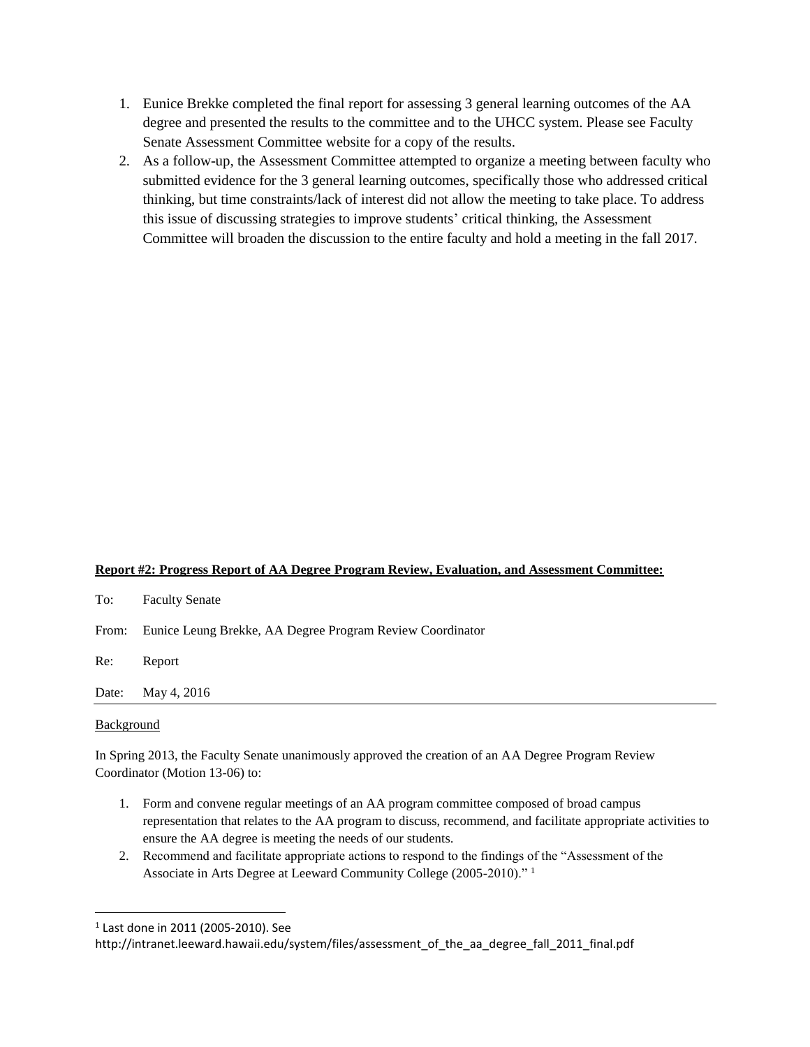1. Eunice Brekke completed the final report for assessing 3 general learning outcomes of the AA degree and presented the results to the committee and to the UHCC system. Please see Faculty Senate Assessment Committee website for a copy of the results.
2. As a follow-up, the Assessment Committee attempted to organize a meeting between faculty who submitted evidence for the 3 general learning outcomes, specifically those who addressed critical thinking, but time constraints/lack of interest did not allow the meeting to take place. To address this issue of discussing strategies to improve students' critical thinking, the Assessment Committee will broaden the discussion to the entire faculty and hold a meeting in the fall 2017.

**Report #2: Progress Report of AA Degree Program Review, Evaluation, and Assessment Committee:**

To: Faculty Senate

From: Eunice Leung Brekke, AA Degree Program Review Coordinator

Re: Report

Date: May 4, 2016

---

Background

In Spring 2013, the Faculty Senate unanimously approved the creation of an AA Degree Program Review Coordinator (Motion 13-06) to:

1. Form and convene regular meetings of an AA program committee composed of broad campus representation that relates to the AA program to discuss, recommend, and facilitate appropriate activities to ensure the AA degree is meeting the needs of our students.
2. Recommend and facilitate appropriate actions to respond to the findings of the "Assessment of the Associate in Arts Degree at Leeward Community College (2005-2010)." [1]

---

[1] Last done in 2011 (2005-2010). See http://intranet.leeward.hawaii.edu/system/files/assessment_of_the_aa_degree_fall_2011_final.pdf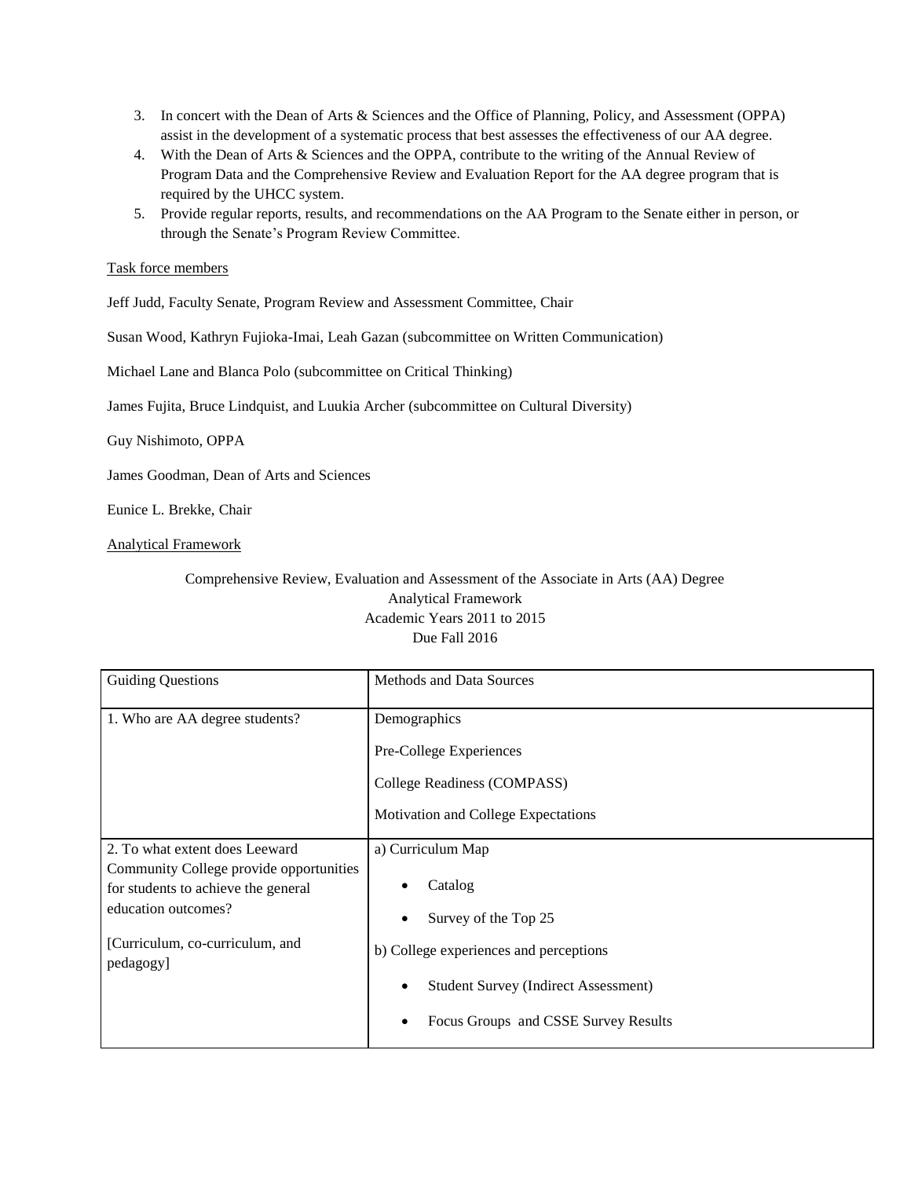3. In concert with the Dean of Arts & Sciences and the Office of Planning, Policy, and Assessment (OPPA) assist in the development of a systematic process that best assesses the effectiveness of our AA degree.
4. With the Dean of Arts & Sciences and the OPPA, contribute to the writing of the Annual Review of Program Data and the Comprehensive Review and Evaluation Report for the AA degree program that is required by the UHCC system.
5. Provide regular reports, results, and recommendations on the AA Program to the Senate either in person, or through the Senate's Program Review Committee.

Task force members

Jeff Judd, Faculty Senate, Program Review and Assessment Committee, Chair

Susan Wood, Kathryn Fujioka-Imai, Leah Gazan (subcommittee on Written Communication)

Michael Lane and Blanca Polo (subcommittee on Critical Thinking)

James Fujita, Bruce Lindquist, and Luukia Archer (subcommittee on Cultural Diversity)

Guy Nishimoto, OPPA

James Goodman, Dean of Arts and Sciences

Eunice L. Brekke, Chair

Analytical Framework

Comprehensive Review, Evaluation and Assessment of the Associate in Arts (AA) Degree
Analytical Framework
Academic Years 2011 to 2015
Due Fall 2016

| Guiding Questions | Methods and Data Sources |
|---|---|
| 1. Who are AA degree students? | Demographics<br>Pre-College Experiences<br>College Readiness (COMPASS)<br>Motivation and College Expectations |
| 2. To what extent does Leeward Community College provide opportunities for students to achieve the general education outcomes?<br><br>[Curriculum, co-curriculum, and pedagogy] | a) Curriculum Map<br>• Catalog<br>• Survey of the Top 25<br>b) College experiences and perceptions<br>• Student Survey (Indirect Assessment)<br>• Focus Groups and CSSE Survey Results |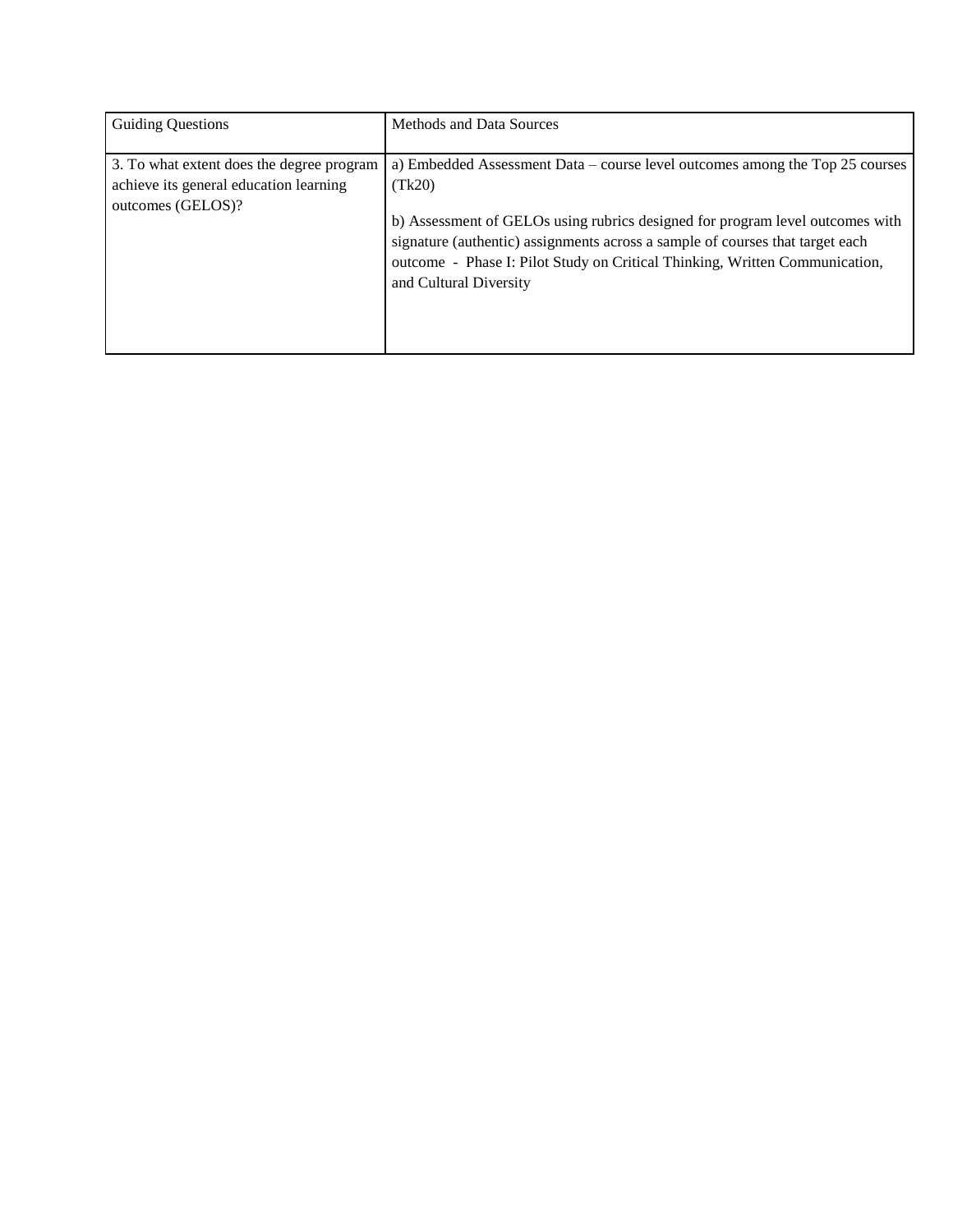| Guiding Questions | Methods and Data Sources |
|---|---|
| 3. To what extent does the degree program achieve its general education learning outcomes (GELOS)? | a) Embedded Assessment Data – course level outcomes among the Top 25 courses (Tk20)<br><br>b) Assessment of GELOs using rubrics designed for program level outcomes with signature (authentic) assignments across a sample of courses that target each outcome - Phase I: Pilot Study on Critical Thinking, Written Communication, and Cultural Diversity |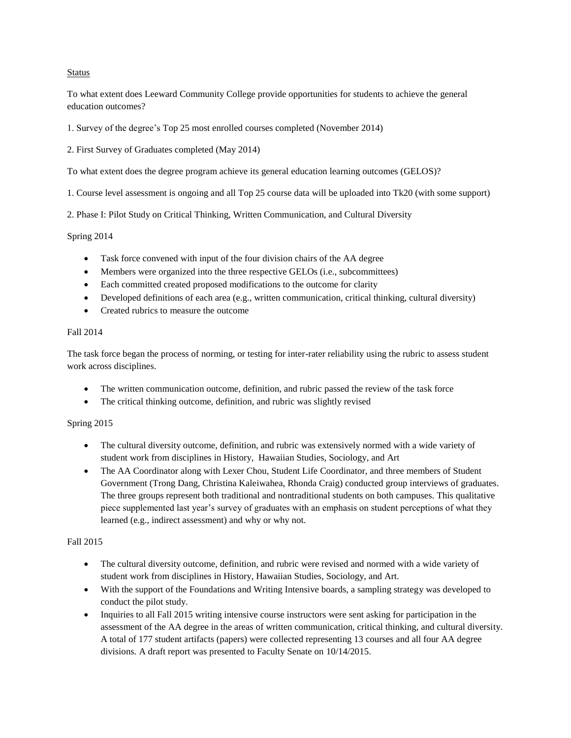Status

To what extent does Leeward Community College provide opportunities for students to achieve the general education outcomes?

1. Survey of the degree's Top 25 most enrolled courses completed (November 2014)

2. First Survey of Graduates completed (May 2014)

To what extent does the degree program achieve its general education learning outcomes (GELOS)?

1. Course level assessment is ongoing and all Top 25 course data will be uploaded into Tk20 (with some support)

2. Phase I: Pilot Study on Critical Thinking, Written Communication, and Cultural Diversity

Spring 2014

- Task force convened with input of the four division chairs of the AA degree
- Members were organized into the three respective GELOs (i.e., subcommittees)
- Each committed created proposed modifications to the outcome for clarity
- Developed definitions of each area (e.g., written communication, critical thinking, cultural diversity)
- Created rubrics to measure the outcome

Fall 2014

The task force began the process of norming, or testing for inter-rater reliability using the rubric to assess student work across disciplines.

- The written communication outcome, definition, and rubric passed the review of the task force
- The critical thinking outcome, definition, and rubric was slightly revised

Spring 2015

- The cultural diversity outcome, definition, and rubric was extensively normed with a wide variety of student work from disciplines in History, Hawaiian Studies, Sociology, and Art
- The AA Coordinator along with Lexer Chou, Student Life Coordinator, and three members of Student Government (Trong Dang, Christina Kaleiwahea, Rhonda Craig) conducted group interviews of graduates. The three groups represent both traditional and nontraditional students on both campuses. This qualitative piece supplemented last year's survey of graduates with an emphasis on student perceptions of what they learned (e.g., indirect assessment) and why or why not.

Fall 2015

- The cultural diversity outcome, definition, and rubric were revised and normed with a wide variety of student work from disciplines in History, Hawaiian Studies, Sociology, and Art.
- With the support of the Foundations and Writing Intensive boards, a sampling strategy was developed to conduct the pilot study.
- Inquiries to all Fall 2015 writing intensive course instructors were sent asking for participation in the assessment of the AA degree in the areas of written communication, critical thinking, and cultural diversity. A total of 177 student artifacts (papers) were collected representing 13 courses and all four AA degree divisions. A draft report was presented to Faculty Senate on 10/14/2015.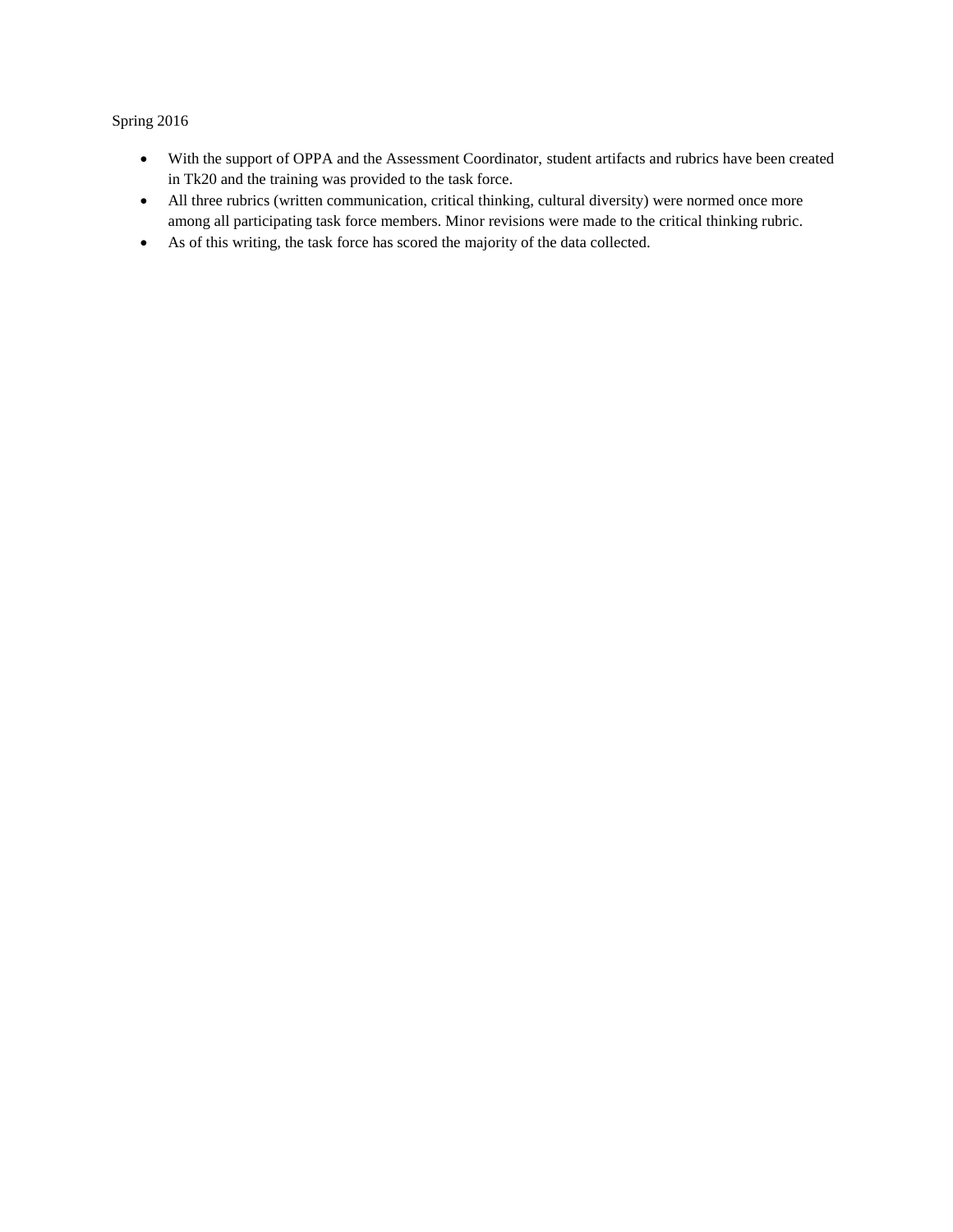Spring 2016

- With the support of OPPA and the Assessment Coordinator, student artifacts and rubrics have been created in Tk20 and the training was provided to the task force.
- All three rubrics (written communication, critical thinking, cultural diversity) were normed once more among all participating task force members. Minor revisions were made to the critical thinking rubric.
- As of this writing, the task force has scored the majority of the data collected.